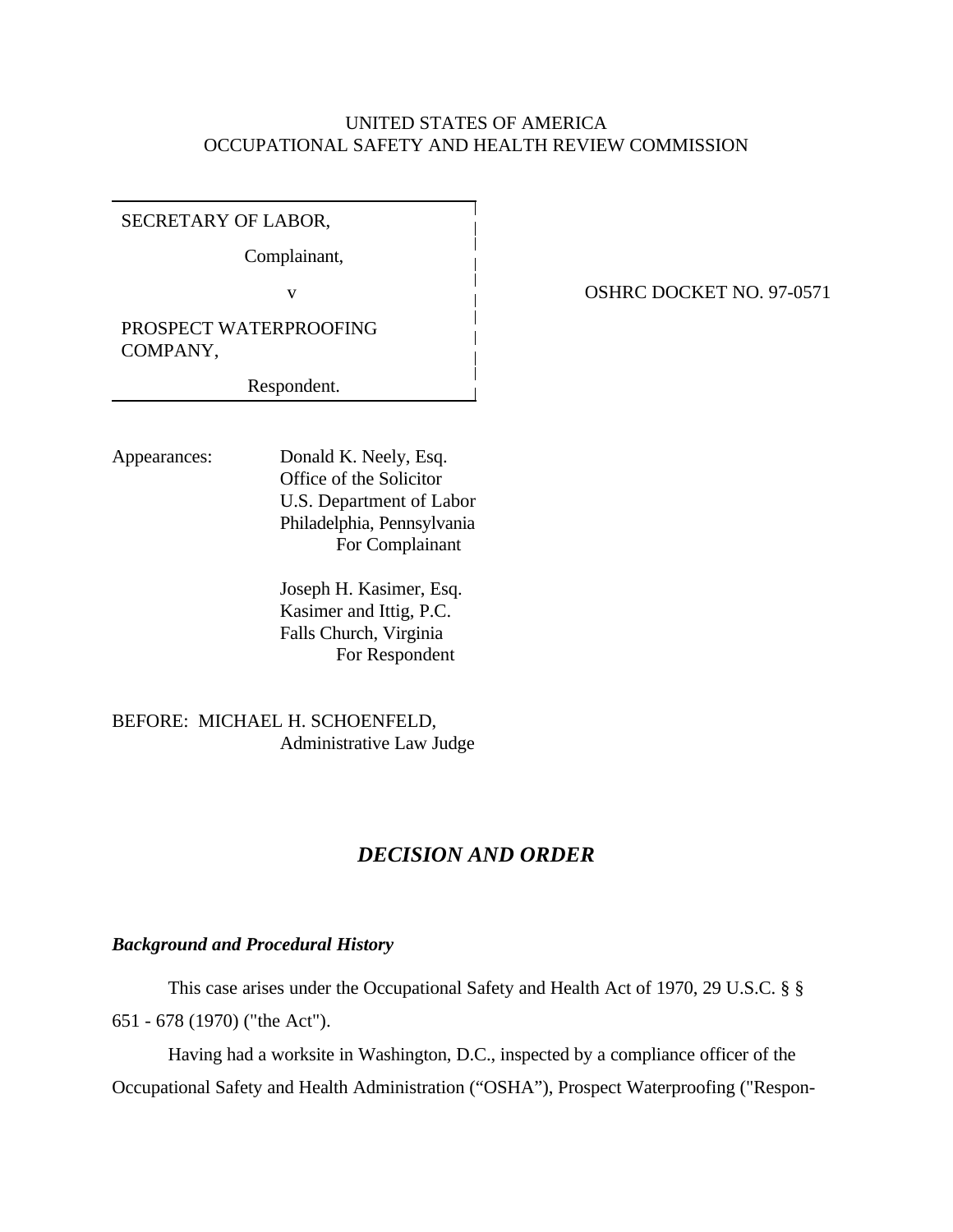UNITED STATES OF AMERICA
OCCUPATIONAL SAFETY AND HEALTH REVIEW COMMISSION

| | |
|---|---|
| SECRETARY OF LABOR,<br>Complainant,<br>v<br>PROSPECT WATERPROOFING COMPANY,<br>Respondent. | OSHRC DOCKET NO. 97-0571 |

Appearances:

Donald K. Neely, Esq.
Office of the Solicitor
U.S. Department of Labor
Philadelphia, Pennsylvania
For Complainant

Joseph H. Kasimer, Esq.
Kasimer and Ittig, P.C.
Falls Church, Virginia
For Respondent

BEFORE: MICHAEL H. SCHOENFELD,
Administrative Law Judge

## *DECISION AND ORDER*

### *Background and Procedural History*

This case arises under the Occupational Safety and Health Act of 1970, 29 U.S.C. § § 651 - 678 (1970) ("the Act").

Having had a worksite in Washington, D.C., inspected by a compliance officer of the Occupational Safety and Health Administration ("OSHA"), Prospect Waterproofing ("Respon-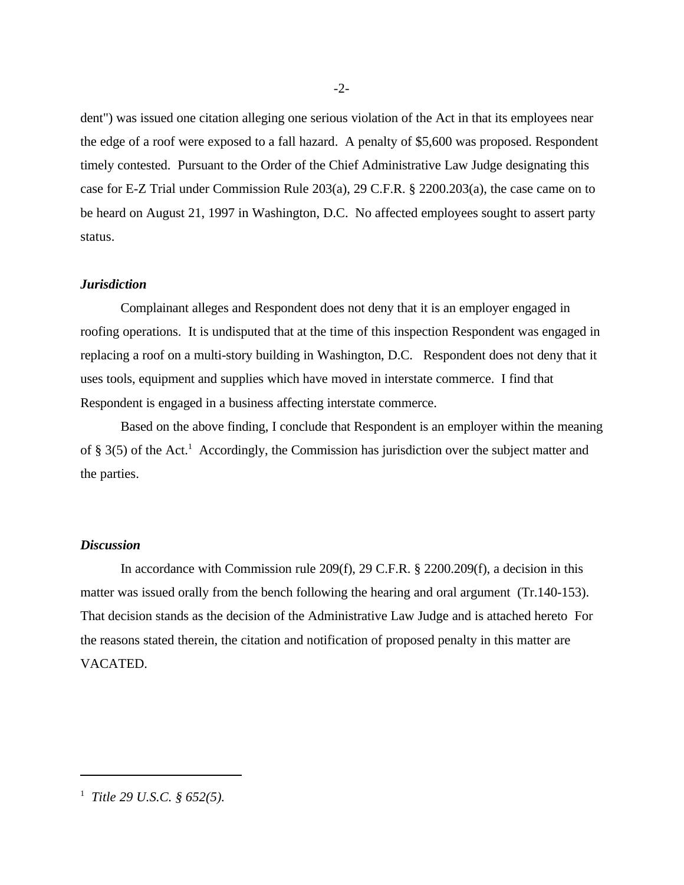dent") was issued one citation alleging one serious violation of the Act in that its employees near the edge of a roof were exposed to a fall hazard. A penalty of $5,600 was proposed. Respondent timely contested. Pursuant to the Order of the Chief Administrative Law Judge designating this case for E-Z Trial under Commission Rule 203(a), 29 C.F.R. § 2200.203(a), the case came on to be heard on August 21, 1997 in Washington, D.C. No affected employees sought to assert party status.

***Jurisdiction***

Complainant alleges and Respondent does not deny that it is an employer engaged in roofing operations. It is undisputed that at the time of this inspection Respondent was engaged in replacing a roof on a multi-story building in Washington, D.C. Respondent does not deny that it uses tools, equipment and supplies which have moved in interstate commerce. I find that Respondent is engaged in a business affecting interstate commerce.

Based on the above finding, I conclude that Respondent is an employer within the meaning of § 3(5) of the Act.[1] Accordingly, the Commission has jurisdiction over the subject matter and the parties.

***Discussion***

In accordance with Commission rule 209(f), 29 C.F.R. § 2200.209(f), a decision in this matter was issued orally from the bench following the hearing and oral argument (Tr.140-153). That decision stands as the decision of the Administrative Law Judge and is attached hereto For the reasons stated therein, the citation and notification of proposed penalty in this matter are VACATED.

---

[1] *Title 29 U.S.C. § 652(5).*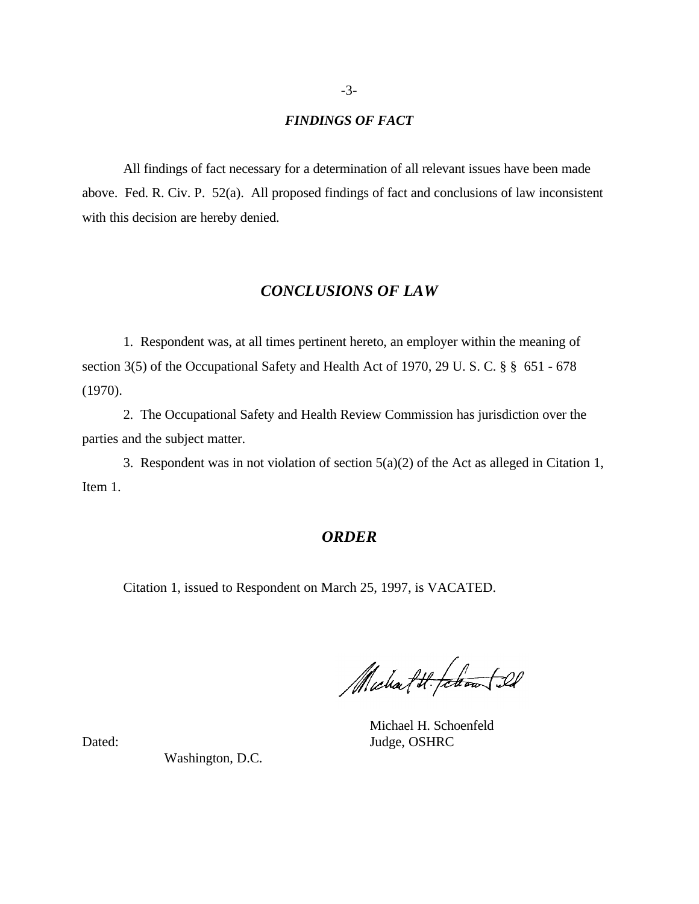## *FINDINGS OF FACT*

All findings of fact necessary for a determination of all relevant issues have been made above. Fed. R. Civ. P. 52(a). All proposed findings of fact and conclusions of law inconsistent with this decision are hereby denied.

## *CONCLUSIONS OF LAW*

1. Respondent was, at all times pertinent hereto, an employer within the meaning of section 3(5) of the Occupational Safety and Health Act of 1970, 29 U. S. C. § § 651 - 678 (1970).

2. The Occupational Safety and Health Review Commission has jurisdiction over the parties and the subject matter.

3. Respondent was in not violation of section 5(a)(2) of the Act as alleged in Citation 1, Item 1.

## *ORDER*

Citation 1, issued to Respondent on March 25, 1997, is VACATED.

Michael H. Schoenfeld
Judge, OSHRC

Dated:
Washington, D.C.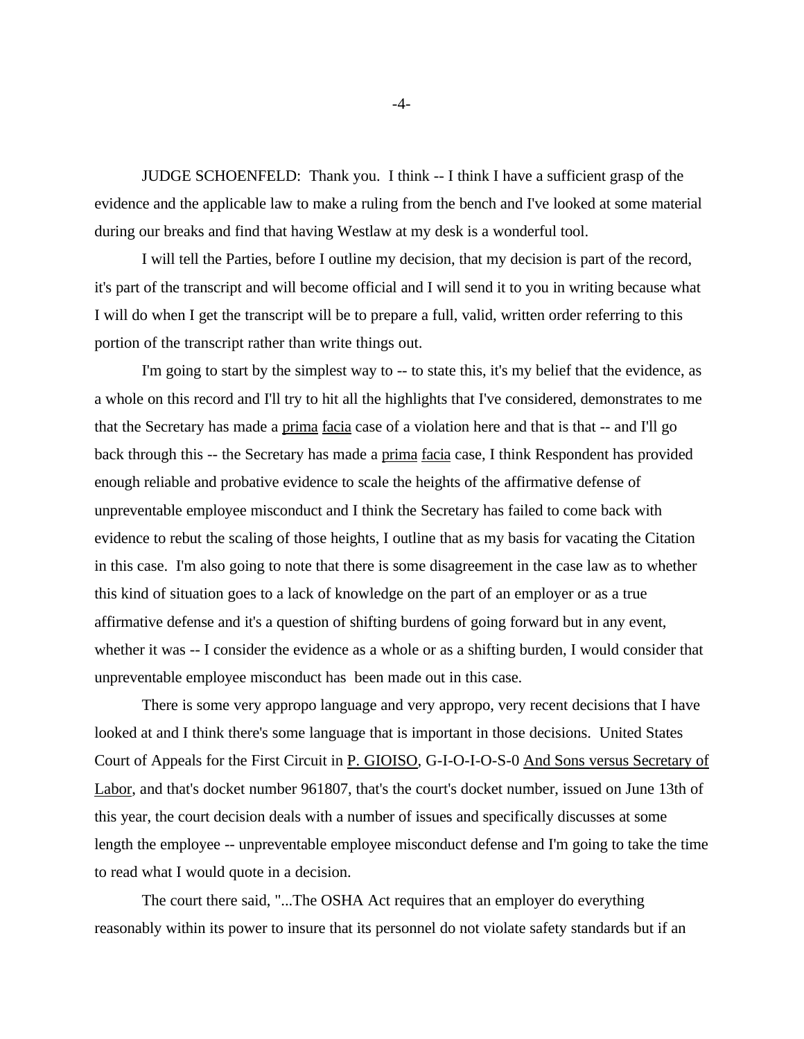JUDGE SCHOENFELD: Thank you. I think -- I think I have a sufficient grasp of the evidence and the applicable law to make a ruling from the bench and I've looked at some material during our breaks and find that having Westlaw at my desk is a wonderful tool.

I will tell the Parties, before I outline my decision, that my decision is part of the record, it's part of the transcript and will become official and I will send it to you in writing because what I will do when I get the transcript will be to prepare a full, valid, written order referring to this portion of the transcript rather than write things out.

I'm going to start by the simplest way to -- to state this, it's my belief that the evidence, as a whole on this record and I'll try to hit all the highlights that I've considered, demonstrates to me that the Secretary has made a prima facia case of a violation here and that is that -- and I'll go back through this -- the Secretary has made a prima facia case, I think Respondent has provided enough reliable and probative evidence to scale the heights of the affirmative defense of unpreventable employee misconduct and I think the Secretary has failed to come back with evidence to rebut the scaling of those heights, I outline that as my basis for vacating the Citation in this case. I'm also going to note that there is some disagreement in the case law as to whether this kind of situation goes to a lack of knowledge on the part of an employer or as a true affirmative defense and it's a question of shifting burdens of going forward but in any event, whether it was -- I consider the evidence as a whole or as a shifting burden, I would consider that unpreventable employee misconduct has been made out in this case.

There is some very appropo language and very appropo, very recent decisions that I have looked at and I think there's some language that is important in those decisions. United States Court of Appeals for the First Circuit in P. GIOISO, G-I-O-I-O-S-0 And Sons versus Secretary of Labor, and that's docket number 961807, that's the court's docket number, issued on June 13th of this year, the court decision deals with a number of issues and specifically discusses at some length the employee -- unpreventable employee misconduct defense and I'm going to take the time to read what I would quote in a decision.

The court there said, "...The OSHA Act requires that an employer do everything reasonably within its power to insure that its personnel do not violate safety standards but if an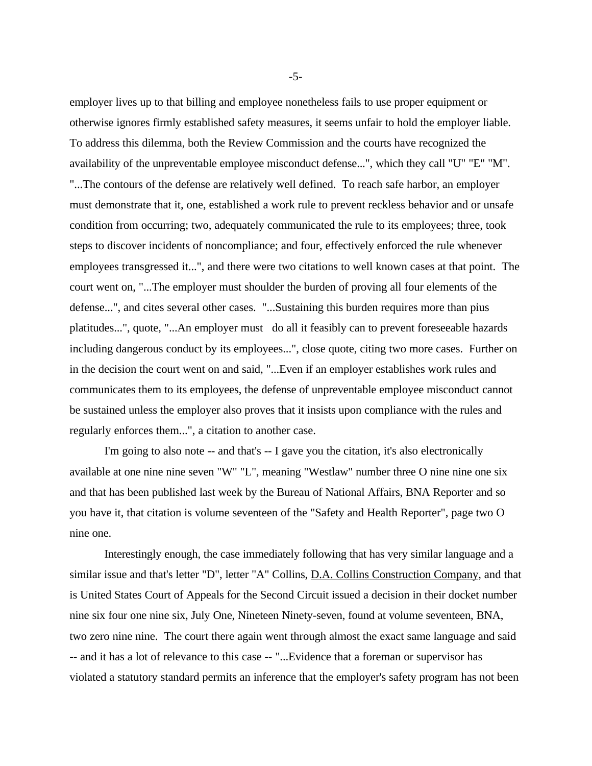employer lives up to that billing and employee nonetheless fails to use proper equipment or otherwise ignores firmly established safety measures, it seems unfair to hold the employer liable. To address this dilemma, both the Review Commission and the courts have recognized the availability of the unpreventable employee misconduct defense...", which they call "U" "E" "M". "...The contours of the defense are relatively well defined. To reach safe harbor, an employer must demonstrate that it, one, established a work rule to prevent reckless behavior and or unsafe condition from occurring; two, adequately communicated the rule to its employees; three, took steps to discover incidents of noncompliance; and four, effectively enforced the rule whenever employees transgressed it...", and there were two citations to well known cases at that point. The court went on, "...The employer must shoulder the burden of proving all four elements of the defense...", and cites several other cases. "...Sustaining this burden requires more than pius platitudes...", quote, "...An employer must do all it feasibly can to prevent foreseeable hazards including dangerous conduct by its employees...", close quote, citing two more cases. Further on in the decision the court went on and said, "...Even if an employer establishes work rules and communicates them to its employees, the defense of unpreventable employee misconduct cannot be sustained unless the employer also proves that it insists upon compliance with the rules and regularly enforces them...", a citation to another case.

I'm going to also note -- and that's -- I gave you the citation, it's also electronically available at one nine nine seven "W" "L", meaning "Westlaw" number three O nine nine one six and that has been published last week by the Bureau of National Affairs, BNA Reporter and so you have it, that citation is volume seventeen of the "Safety and Health Reporter", page two O nine one.

Interestingly enough, the case immediately following that has very similar language and a similar issue and that's letter "D", letter "A" Collins, <u>D.A. Collins Construction Company</u>, and that is United States Court of Appeals for the Second Circuit issued a decision in their docket number nine six four one nine six, July One, Nineteen Ninety-seven, found at volume seventeen, BNA, two zero nine nine. The court there again went through almost the exact same language and said -- and it has a lot of relevance to this case -- "...Evidence that a foreman or supervisor has violated a statutory standard permits an inference that the employer's safety program has not been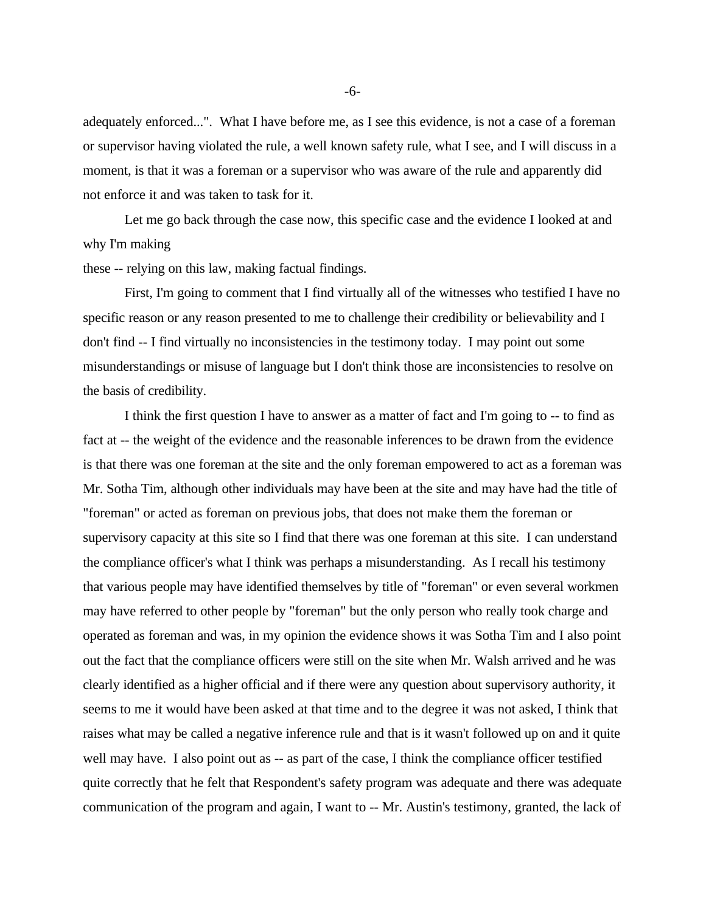adequately enforced...". What I have before me, as I see this evidence, is not a case of a foreman or supervisor having violated the rule, a well known safety rule, what I see, and I will discuss in a moment, is that it was a foreman or a supervisor who was aware of the rule and apparently did not enforce it and was taken to task for it.

Let me go back through the case now, this specific case and the evidence I looked at and why I'm making

these -- relying on this law, making factual findings.

First, I'm going to comment that I find virtually all of the witnesses who testified I have no specific reason or any reason presented to me to challenge their credibility or believability and I don't find -- I find virtually no inconsistencies in the testimony today. I may point out some misunderstandings or misuse of language but I don't think those are inconsistencies to resolve on the basis of credibility.

I think the first question I have to answer as a matter of fact and I'm going to -- to find as fact at -- the weight of the evidence and the reasonable inferences to be drawn from the evidence is that there was one foreman at the site and the only foreman empowered to act as a foreman was Mr. Sotha Tim, although other individuals may have been at the site and may have had the title of "foreman" or acted as foreman on previous jobs, that does not make them the foreman or supervisory capacity at this site so I find that there was one foreman at this site. I can understand the compliance officer's what I think was perhaps a misunderstanding. As I recall his testimony that various people may have identified themselves by title of "foreman" or even several workmen may have referred to other people by "foreman" but the only person who really took charge and operated as foreman and was, in my opinion the evidence shows it was Sotha Tim and I also point out the fact that the compliance officers were still on the site when Mr. Walsh arrived and he was clearly identified as a higher official and if there were any question about supervisory authority, it seems to me it would have been asked at that time and to the degree it was not asked, I think that raises what may be called a negative inference rule and that is it wasn't followed up on and it quite well may have. I also point out as -- as part of the case, I think the compliance officer testified quite correctly that he felt that Respondent's safety program was adequate and there was adequate communication of the program and again, I want to -- Mr. Austin's testimony, granted, the lack of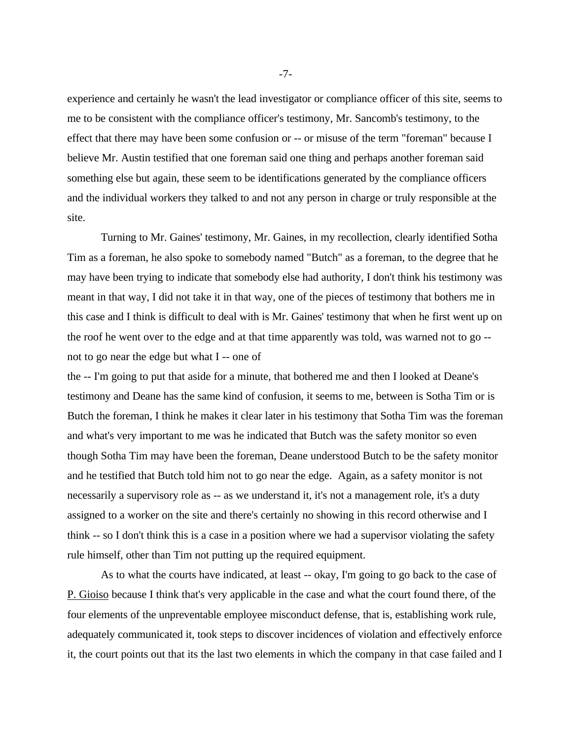experience and certainly he wasn't the lead investigator or compliance officer of this site, seems to me to be consistent with the compliance officer's testimony, Mr. Sancomb's testimony, to the effect that there may have been some confusion or -- or misuse of the term "foreman" because I believe Mr. Austin testified that one foreman said one thing and perhaps another foreman said something else but again, these seem to be identifications generated by the compliance officers and the individual workers they talked to and not any person in charge or truly responsible at the site.

Turning to Mr. Gaines' testimony, Mr. Gaines, in my recollection, clearly identified Sotha Tim as a foreman, he also spoke to somebody named "Butch" as a foreman, to the degree that he may have been trying to indicate that somebody else had authority, I don't think his testimony was meant in that way, I did not take it in that way, one of the pieces of testimony that bothers me in this case and I think is difficult to deal with is Mr. Gaines' testimony that when he first went up on the roof he went over to the edge and at that time apparently was told, was warned not to go -- not to go near the edge but what I -- one of

the -- I'm going to put that aside for a minute, that bothered me and then I looked at Deane's testimony and Deane has the same kind of confusion, it seems to me, between is Sotha Tim or is Butch the foreman, I think he makes it clear later in his testimony that Sotha Tim was the foreman and what's very important to me was he indicated that Butch was the safety monitor so even though Sotha Tim may have been the foreman, Deane understood Butch to be the safety monitor and he testified that Butch told him not to go near the edge. Again, as a safety monitor is not necessarily a supervisory role as -- as we understand it, it's not a management role, it's a duty assigned to a worker on the site and there's certainly no showing in this record otherwise and I think -- so I don't think this is a case in a position where we had a supervisor violating the safety rule himself, other than Tim not putting up the required equipment.

As to what the courts have indicated, at least -- okay, I'm going to go back to the case of <u>P. Gioiso</u> because I think that's very applicable in the case and what the court found there, of the four elements of the unpreventable employee misconduct defense, that is, establishing work rule, adequately communicated it, took steps to discover incidences of violation and effectively enforce it, the court points out that its the last two elements in which the company in that case failed and I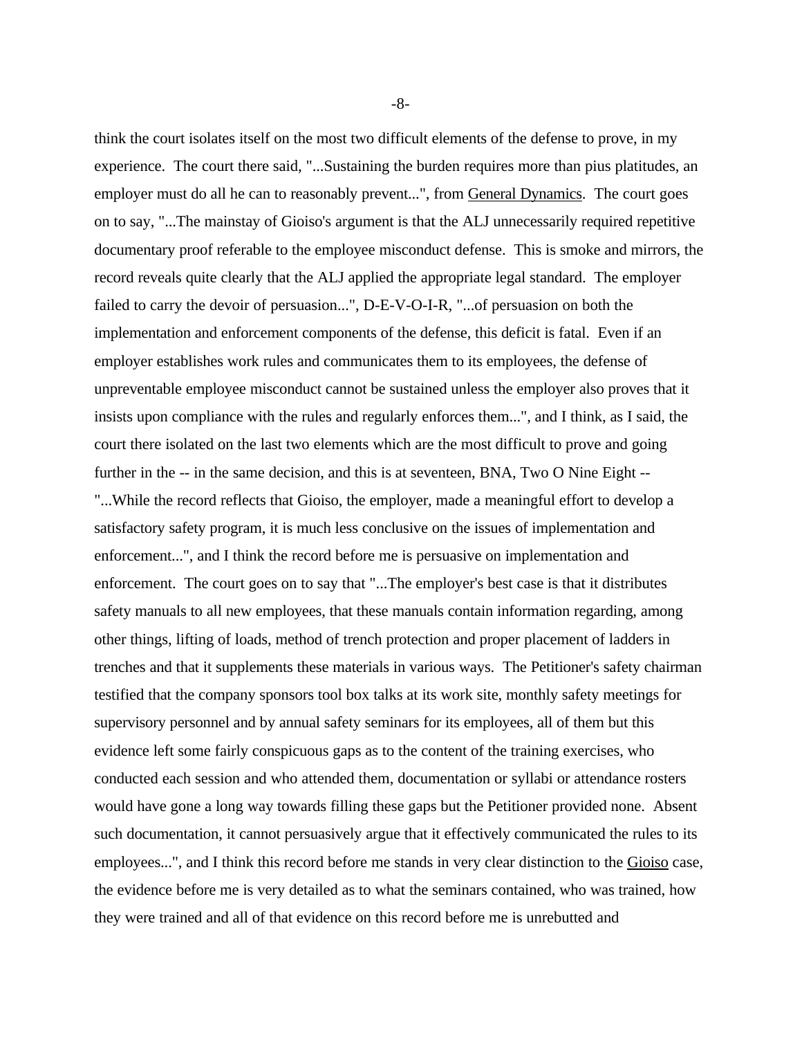think the court isolates itself on the most two difficult elements of the defense to prove, in my experience. The court there said, "...Sustaining the burden requires more than pius platitudes, an employer must do all he can to reasonably prevent...", from General Dynamics. The court goes on to say, "...The mainstay of Gioiso's argument is that the ALJ unnecessarily required repetitive documentary proof referable to the employee misconduct defense. This is smoke and mirrors, the record reveals quite clearly that the ALJ applied the appropriate legal standard. The employer failed to carry the devoir of persuasion...", D-E-V-O-I-R, "...of persuasion on both the implementation and enforcement components of the defense, this deficit is fatal. Even if an employer establishes work rules and communicates them to its employees, the defense of unpreventable employee misconduct cannot be sustained unless the employer also proves that it insists upon compliance with the rules and regularly enforces them...", and I think, as I said, the court there isolated on the last two elements which are the most difficult to prove and going further in the -- in the same decision, and this is at seventeen, BNA, Two O Nine Eight -- "...While the record reflects that Gioiso, the employer, made a meaningful effort to develop a satisfactory safety program, it is much less conclusive on the issues of implementation and enforcement...", and I think the record before me is persuasive on implementation and enforcement. The court goes on to say that "...The employer's best case is that it distributes safety manuals to all new employees, that these manuals contain information regarding, among other things, lifting of loads, method of trench protection and proper placement of ladders in trenches and that it supplements these materials in various ways. The Petitioner's safety chairman testified that the company sponsors tool box talks at its work site, monthly safety meetings for supervisory personnel and by annual safety seminars for its employees, all of them but this evidence left some fairly conspicuous gaps as to the content of the training exercises, who conducted each session and who attended them, documentation or syllabi or attendance rosters would have gone a long way towards filling these gaps but the Petitioner provided none. Absent such documentation, it cannot persuasively argue that it effectively communicated the rules to its employees...", and I think this record before me stands in very clear distinction to the Gioiso case, the evidence before me is very detailed as to what the seminars contained, who was trained, how they were trained and all of that evidence on this record before me is unrebutted and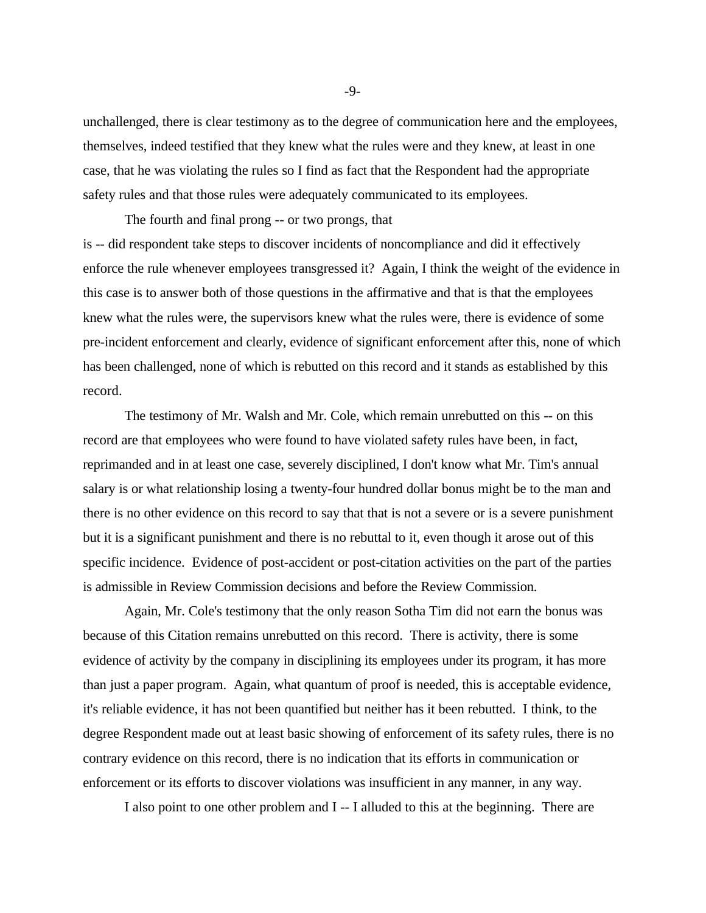unchallenged, there is clear testimony as to the degree of communication here and the employees, themselves, indeed testified that they knew what the rules were and they knew, at least in one case, that he was violating the rules so I find as fact that the Respondent had the appropriate safety rules and that those rules were adequately communicated to its employees.

The fourth and final prong -- or two prongs, that is -- did respondent take steps to discover incidents of noncompliance and did it effectively enforce the rule whenever employees transgressed it? Again, I think the weight of the evidence in this case is to answer both of those questions in the affirmative and that is that the employees knew what the rules were, the supervisors knew what the rules were, there is evidence of some pre-incident enforcement and clearly, evidence of significant enforcement after this, none of which has been challenged, none of which is rebutted on this record and it stands as established by this record.

The testimony of Mr. Walsh and Mr. Cole, which remain unrebutted on this -- on this record are that employees who were found to have violated safety rules have been, in fact, reprimanded and in at least one case, severely disciplined, I don't know what Mr. Tim's annual salary is or what relationship losing a twenty-four hundred dollar bonus might be to the man and there is no other evidence on this record to say that that is not a severe or is a severe punishment but it is a significant punishment and there is no rebuttal to it, even though it arose out of this specific incidence. Evidence of post-accident or post-citation activities on the part of the parties is admissible in Review Commission decisions and before the Review Commission.

Again, Mr. Cole's testimony that the only reason Sotha Tim did not earn the bonus was because of this Citation remains unrebutted on this record. There is activity, there is some evidence of activity by the company in disciplining its employees under its program, it has more than just a paper program. Again, what quantum of proof is needed, this is acceptable evidence, it's reliable evidence, it has not been quantified but neither has it been rebutted. I think, to the degree Respondent made out at least basic showing of enforcement of its safety rules, there is no contrary evidence on this record, there is no indication that its efforts in communication or enforcement or its efforts to discover violations was insufficient in any manner, in any way.

I also point to one other problem and I -- I alluded to this at the beginning. There are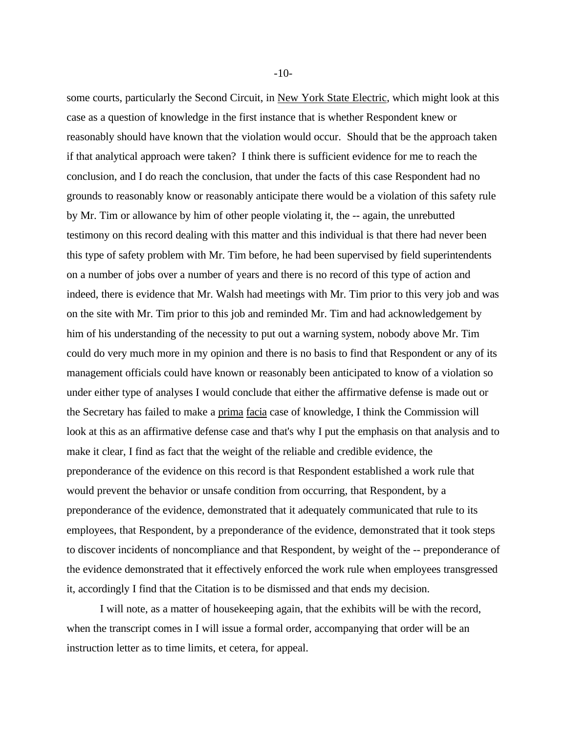some courts, particularly the Second Circuit, in New York State Electric, which might look at this case as a question of knowledge in the first instance that is whether Respondent knew or reasonably should have known that the violation would occur. Should that be the approach taken if that analytical approach were taken? I think there is sufficient evidence for me to reach the conclusion, and I do reach the conclusion, that under the facts of this case Respondent had no grounds to reasonably know or reasonably anticipate there would be a violation of this safety rule by Mr. Tim or allowance by him of other people violating it, the -- again, the unrebutted testimony on this record dealing with this matter and this individual is that there had never been this type of safety problem with Mr. Tim before, he had been supervised by field superintendents on a number of jobs over a number of years and there is no record of this type of action and indeed, there is evidence that Mr. Walsh had meetings with Mr. Tim prior to this very job and was on the site with Mr. Tim prior to this job and reminded Mr. Tim and had acknowledgement by him of his understanding of the necessity to put out a warning system, nobody above Mr. Tim could do very much more in my opinion and there is no basis to find that Respondent or any of its management officials could have known or reasonably been anticipated to know of a violation so under either type of analyses I would conclude that either the affirmative defense is made out or the Secretary has failed to make a prima facia case of knowledge, I think the Commission will look at this as an affirmative defense case and that's why I put the emphasis on that analysis and to make it clear, I find as fact that the weight of the reliable and credible evidence, the preponderance of the evidence on this record is that Respondent established a work rule that would prevent the behavior or unsafe condition from occurring, that Respondent, by a preponderance of the evidence, demonstrated that it adequately communicated that rule to its employees, that Respondent, by a preponderance of the evidence, demonstrated that it took steps to discover incidents of noncompliance and that Respondent, by weight of the -- preponderance of the evidence demonstrated that it effectively enforced the work rule when employees transgressed it, accordingly I find that the Citation is to be dismissed and that ends my decision.

I will note, as a matter of housekeeping again, that the exhibits will be with the record, when the transcript comes in I will issue a formal order, accompanying that order will be an instruction letter as to time limits, et cetera, for appeal.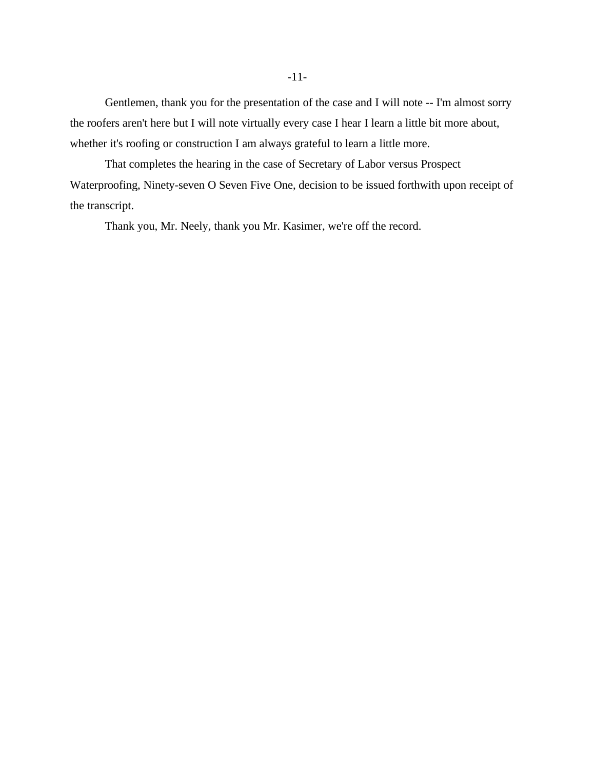Gentlemen, thank you for the presentation of the case and I will note -- I'm almost sorry the roofers aren't here but I will note virtually every case I hear I learn a little bit more about, whether it's roofing or construction I am always grateful to learn a little more.

That completes the hearing in the case of Secretary of Labor versus Prospect Waterproofing, Ninety-seven O Seven Five One, decision to be issued forthwith upon receipt of the transcript.

Thank you, Mr. Neely, thank you Mr. Kasimer, we're off the record.